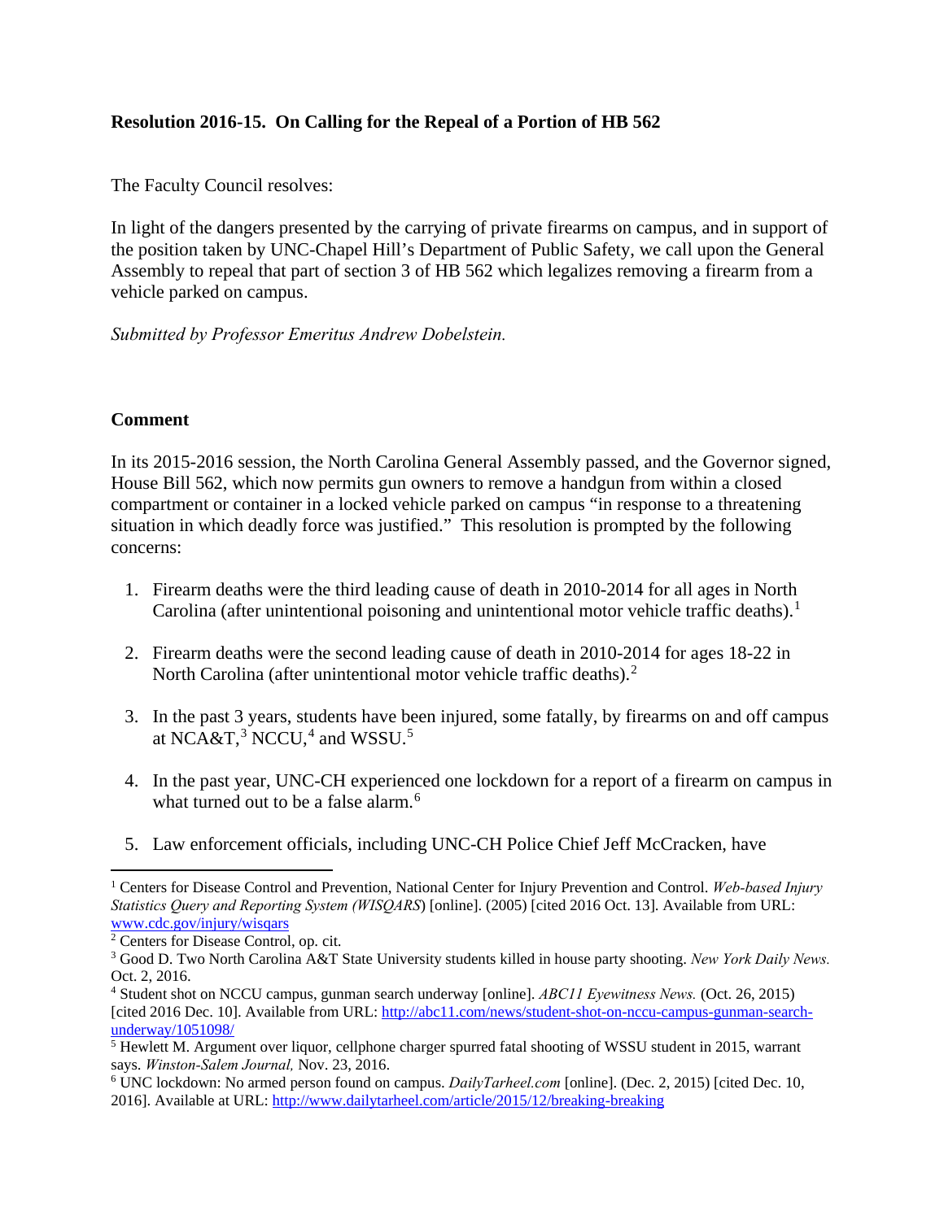**Resolution 2016-15. On Calling for the Repeal of a Portion of HB 562**

The Faculty Council resolves:

In light of the dangers presented by the carrying of private firearms on campus, and in support of the position taken by UNC-Chapel Hill's Department of Public Safety, we call upon the General Assembly to repeal that part of section 3 of HB 562 which legalizes removing a firearm from a vehicle parked on campus.

*Submitted by Professor Emeritus Andrew Dobelstein.*

**Comment**

In its 2015-2016 session, the North Carolina General Assembly passed, and the Governor signed, House Bill 562, which now permits gun owners to remove a handgun from within a closed compartment or container in a locked vehicle parked on campus "in response to a threatening situation in which deadly force was justified." This resolution is prompted by the following concerns:

1. Firearm deaths were the third leading cause of death in 2010-2014 for all ages in North Carolina (after unintentional poisoning and unintentional motor vehicle traffic deaths).[1]

2. Firearm deaths were the second leading cause of death in 2010-2014 for ages 18-22 in North Carolina (after unintentional motor vehicle traffic deaths).[2]

3. In the past 3 years, students have been injured, some fatally, by firearms on and off campus at NCA&T,[3] NCCU,[4] and WSSU.[5]

4. In the past year, UNC-CH experienced one lockdown for a report of a firearm on campus in what turned out to be a false alarm.[6]

5. Law enforcement officials, including UNC-CH Police Chief Jeff McCracken, have

---

[1] Centers for Disease Control and Prevention, National Center for Injury Prevention and Control. *Web-based Injury Statistics Query and Reporting System (WISQARS*) [online]. (2005) [cited 2016 Oct. 13]. Available from URL: www.cdc.gov/injury/wisqars

[2] Centers for Disease Control, op. cit.

[3] Good D. Two North Carolina A&T State University students killed in house party shooting. *New York Daily News.* Oct. 2, 2016.

[4] Student shot on NCCU campus, gunman search underway [online]. *ABC11 Eyewitness News.* (Oct. 26, 2015) [cited 2016 Dec. 10]. Available from URL: http://abc11.com/news/student-shot-on-nccu-campus-gunman-search-underway/1051098/

[5] Hewlett M. Argument over liquor, cellphone charger spurred fatal shooting of WSSU student in 2015, warrant says. *Winston-Salem Journal,* Nov. 23, 2016.

[6] UNC lockdown: No armed person found on campus. *DailyTarheel.com* [online]. (Dec. 2, 2015) [cited Dec. 10, 2016]. Available at URL: http://www.dailytarheel.com/article/2015/12/breaking-breaking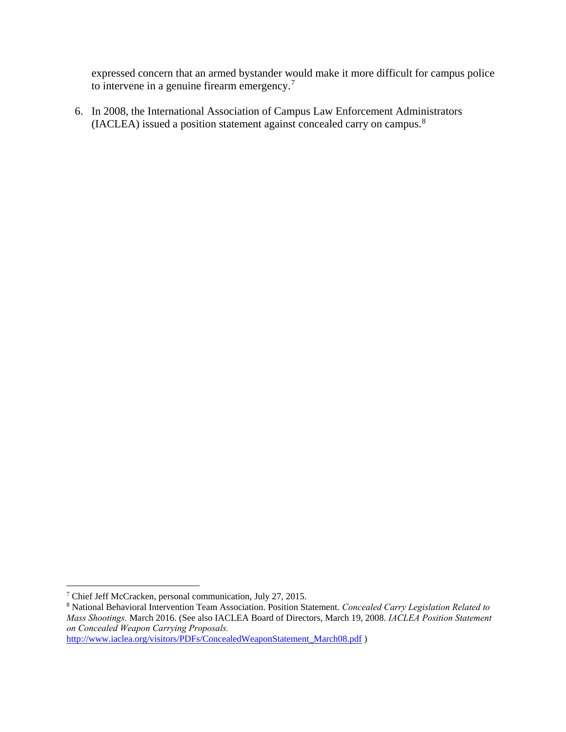expressed concern that an armed bystander would make it more difficult for campus police to intervene in a genuine firearm emergency.[7]

6. In 2008, the International Association of Campus Law Enforcement Administrators (IACLEA) issued a position statement against concealed carry on campus.[8]

---

[7] Chief Jeff McCracken, personal communication, July 27, 2015.

[8] National Behavioral Intervention Team Association. Position Statement. *Concealed Carry Legislation Related to Mass Shootings.* March 2016. (See also IACLEA Board of Directors, March 19, 2008. *IACLEA Position Statement on Concealed Weapon Carrying Proposals.* http://www.iaclea.org/visitors/PDFs/ConcealedWeaponStatement_March08.pdf )